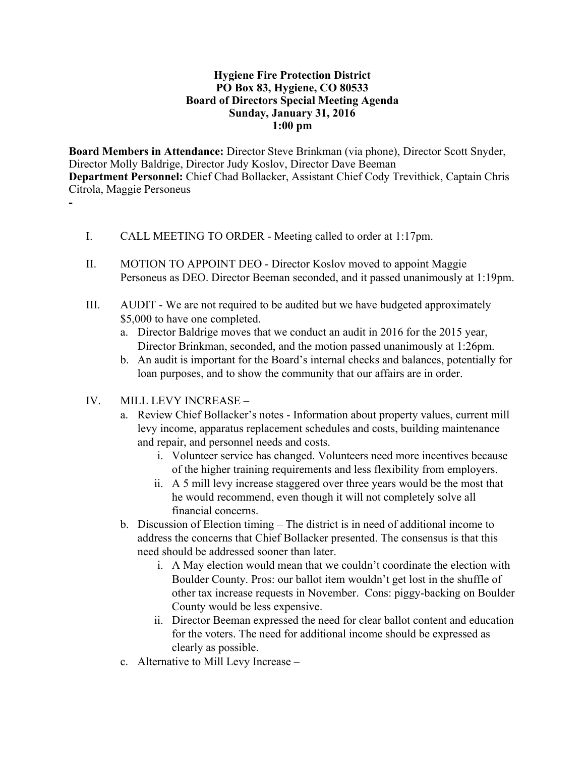**Hygiene Fire Protection District**
**PO Box 83, Hygiene, CO 80533**
**Board of Directors Special Meeting Agenda**
**Sunday, January 31, 2016**
**1:00 pm**

**Board Members in Attendance:** Director Steve Brinkman (via phone), Director Scott Snyder, Director Molly Baldrige, Director Judy Koslov, Director Dave Beeman
**Department Personnel:** Chief Chad Bollacker, Assistant Chief Cody Trevithick, Captain Chris Citrola, Maggie Personeus

-

I. CALL MEETING TO ORDER - Meeting called to order at 1:17pm.

II. MOTION TO APPOINT DEO - Director Koslov moved to appoint Maggie Personeus as DEO. Director Beeman seconded, and it passed unanimously at 1:19pm.

III. AUDIT - We are not required to be audited but we have budgeted approximately $5,000 to have one completed.
   a. Director Baldrige moves that we conduct an audit in 2016 for the 2015 year, Director Brinkman, seconded, and the motion passed unanimously at 1:26pm.
   b. An audit is important for the Board's internal checks and balances, potentially for loan purposes, and to show the community that our affairs are in order.

IV. MILL LEVY INCREASE –
   a. Review Chief Bollacker's notes - Information about property values, current mill levy income, apparatus replacement schedules and costs, building maintenance and repair, and personnel needs and costs.
      i. Volunteer service has changed. Volunteers need more incentives because of the higher training requirements and less flexibility from employers.
      ii. A 5 mill levy increase staggered over three years would be the most that he would recommend, even though it will not completely solve all financial concerns.
   b. Discussion of Election timing – The district is in need of additional income to address the concerns that Chief Bollacker presented. The consensus is that this need should be addressed sooner than later.
      i. A May election would mean that we couldn't coordinate the election with Boulder County. Pros: our ballot item wouldn't get lost in the shuffle of other tax increase requests in November. Cons: piggy-backing on Boulder County would be less expensive.
      ii. Director Beeman expressed the need for clear ballot content and education for the voters. The need for additional income should be expressed as clearly as possible.
   c. Alternative to Mill Levy Increase –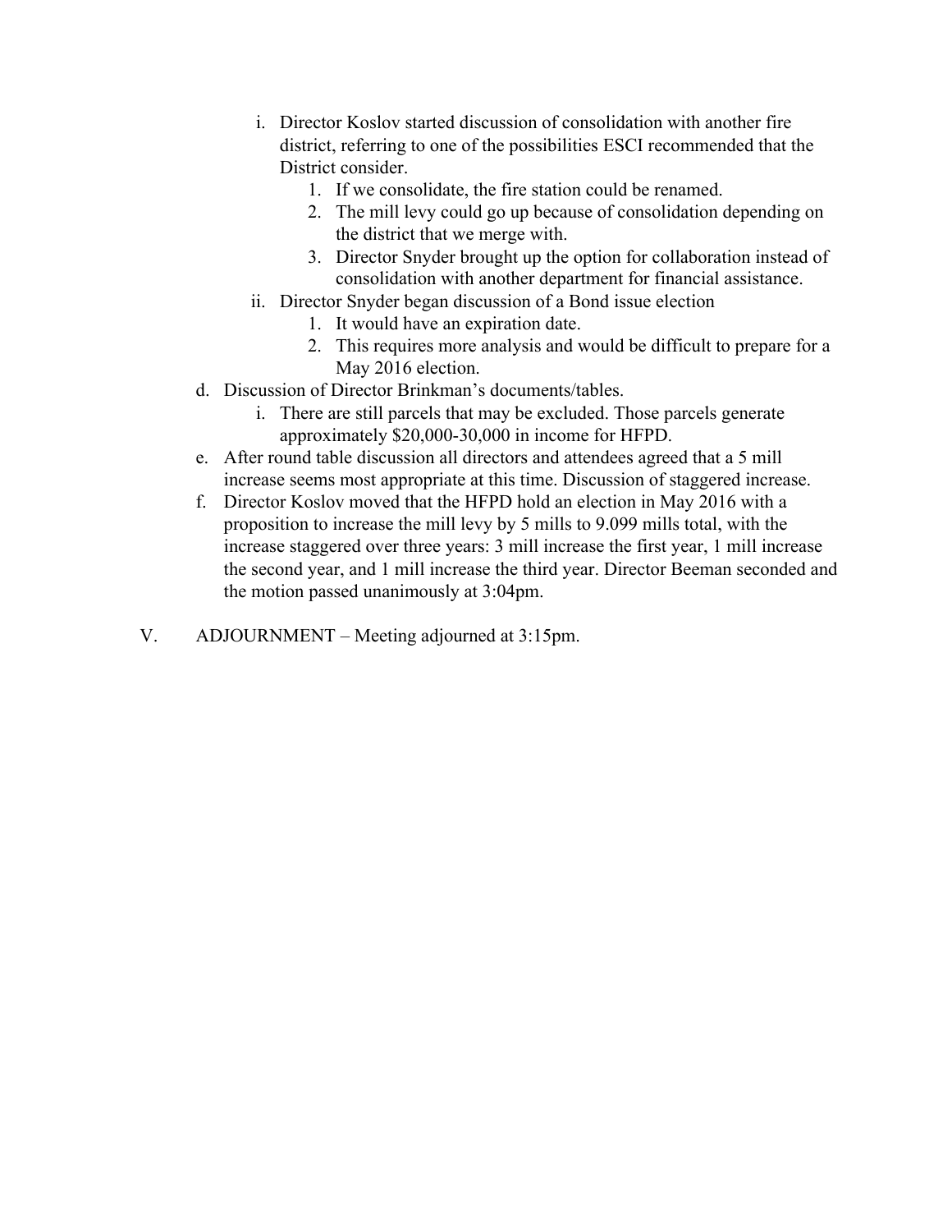i. Director Koslov started discussion of consolidation with another fire district, referring to one of the possibilities ESCI recommended that the District consider.
     1. If we consolidate, the fire station could be renamed.
     2. The mill levy could go up because of consolidation depending on the district that we merge with.
     3. Director Snyder brought up the option for collaboration instead of consolidation with another department for financial assistance.
  ii. Director Snyder began discussion of a Bond issue election
     1. It would have an expiration date.
     2. This requires more analysis and would be difficult to prepare for a May 2016 election.

d. Discussion of Director Brinkman's documents/tables.
  i. There are still parcels that may be excluded. Those parcels generate approximately $20,000-30,000 in income for HFPD.

e. After round table discussion all directors and attendees agreed that a 5 mill increase seems most appropriate at this time. Discussion of staggered increase.

f. Director Koslov moved that the HFPD hold an election in May 2016 with a proposition to increase the mill levy by 5 mills to 9.099 mills total, with the increase staggered over three years: 3 mill increase the first year, 1 mill increase the second year, and 1 mill increase the third year. Director Beeman seconded and the motion passed unanimously at 3:04pm.

V. ADJOURNMENT – Meeting adjourned at 3:15pm.